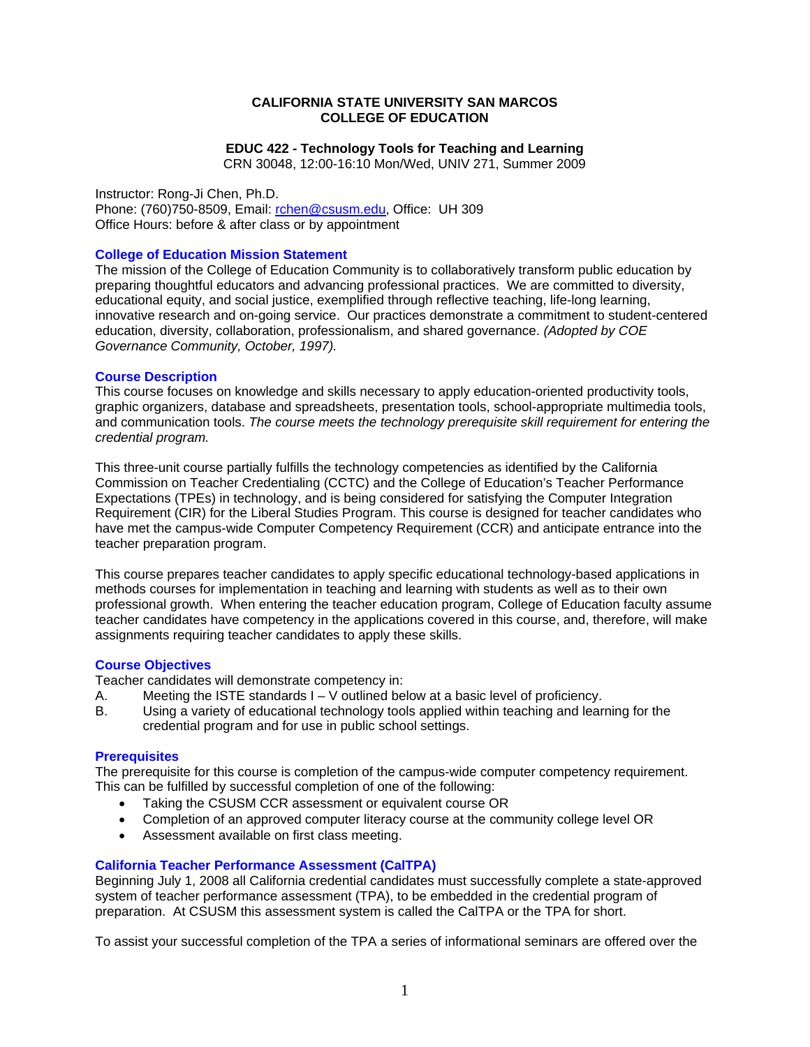# CALIFORNIA STATE UNIVERSITY SAN MARCOS
# COLLEGE OF EDUCATION

## EDUC 422 - Technology Tools for Teaching and Learning

CRN 30048, 12:00-16:10 Mon/Wed, UNIV 271, Summer 2009

Instructor: Rong-Ji Chen, Ph.D.
Phone: (760)750-8509, Email: rchen@csusm.edu, Office: UH 309
Office Hours: before & after class or by appointment

### College of Education Mission Statement

The mission of the College of Education Community is to collaboratively transform public education by preparing thoughtful educators and advancing professional practices. We are committed to diversity, educational equity, and social justice, exemplified through reflective teaching, life-long learning, innovative research and on-going service. Our practices demonstrate a commitment to student-centered education, diversity, collaboration, professionalism, and shared governance. *(Adopted by COE Governance Community, October, 1997).*

### Course Description

This course focuses on knowledge and skills necessary to apply education-oriented productivity tools, graphic organizers, database and spreadsheets, presentation tools, school-appropriate multimedia tools, and communication tools. *The course meets the technology prerequisite skill requirement for entering the credential program.*

This three-unit course partially fulfills the technology competencies as identified by the California Commission on Teacher Credentialing (CCTC) and the College of Education's Teacher Performance Expectations (TPEs) in technology, and is being considered for satisfying the Computer Integration Requirement (CIR) for the Liberal Studies Program. This course is designed for teacher candidates who have met the campus-wide Computer Competency Requirement (CCR) and anticipate entrance into the teacher preparation program.

This course prepares teacher candidates to apply specific educational technology-based applications in methods courses for implementation in teaching and learning with students as well as to their own professional growth. When entering the teacher education program, College of Education faculty assume teacher candidates have competency in the applications covered in this course, and, therefore, will make assignments requiring teacher candidates to apply these skills.

### Course Objectives

Teacher candidates will demonstrate competency in:

A. Meeting the ISTE standards I – V outlined below at a basic level of proficiency.
B. Using a variety of educational technology tools applied within teaching and learning for the credential program and for use in public school settings.

### Prerequisites

The prerequisite for this course is completion of the campus-wide computer competency requirement. This can be fulfilled by successful completion of one of the following:

- Taking the CSUSM CCR assessment or equivalent course OR
- Completion of an approved computer literacy course at the community college level OR
- Assessment available on first class meeting.

### California Teacher Performance Assessment (CalTPA)

Beginning July 1, 2008 all California credential candidates must successfully complete a state-approved system of teacher performance assessment (TPA), to be embedded in the credential program of preparation. At CSUSM this assessment system is called the CalTPA or the TPA for short.

To assist your successful completion of the TPA a series of informational seminars are offered over the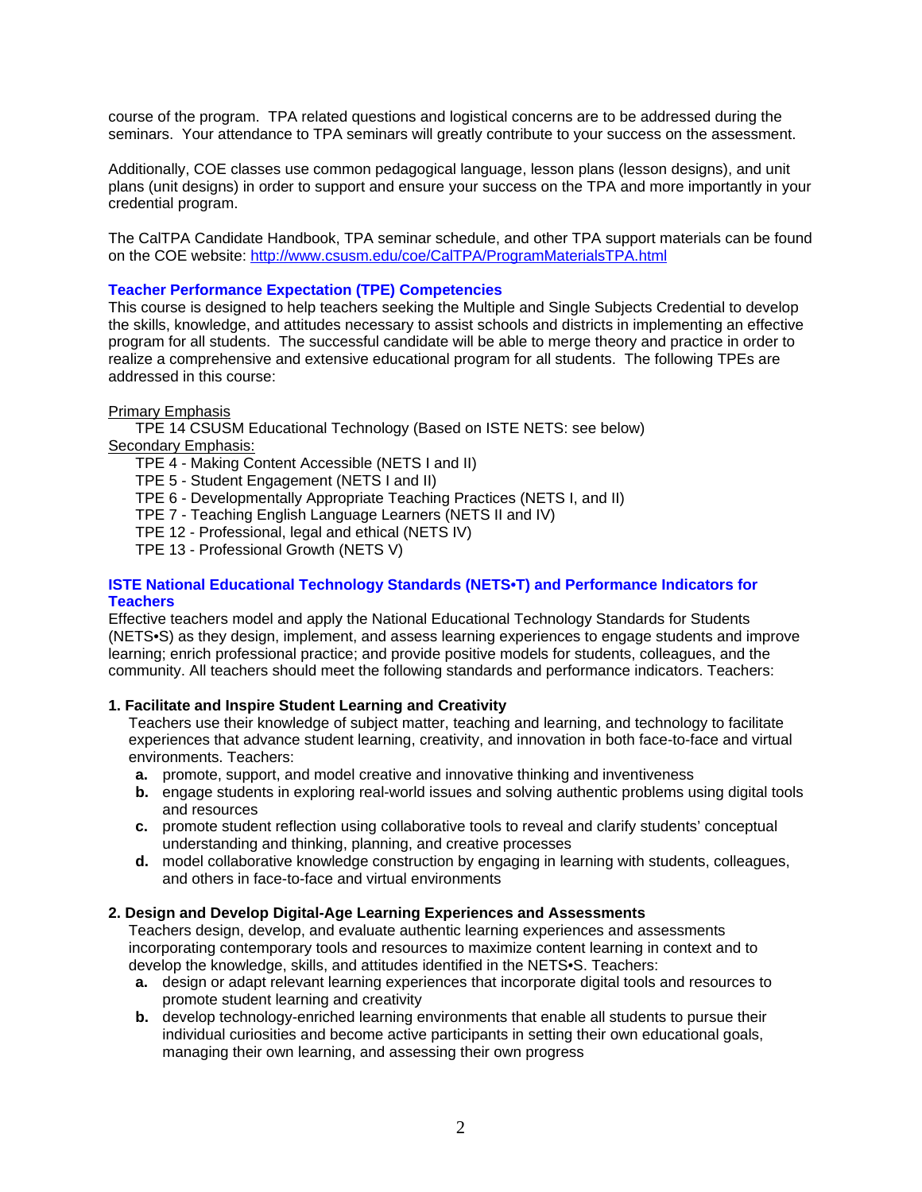course of the program. TPA related questions and logistical concerns are to be addressed during the seminars. Your attendance to TPA seminars will greatly contribute to your success on the assessment.

Additionally, COE classes use common pedagogical language, lesson plans (lesson designs), and unit plans (unit designs) in order to support and ensure your success on the TPA and more importantly in your credential program.

The CalTPA Candidate Handbook, TPA seminar schedule, and other TPA support materials can be found on the COE website: [http://www.csusm.edu/coe/CalTPA/ProgramMaterialsTPA.html](http://www.csusm.edu/coe/CalTPA/ProgramMaterialsTPA.html)

### Teacher Performance Expectation (TPE) Competencies

This course is designed to help teachers seeking the Multiple and Single Subjects Credential to develop the skills, knowledge, and attitudes necessary to assist schools and districts in implementing an effective program for all students. The successful candidate will be able to merge theory and practice in order to realize a comprehensive and extensive educational program for all students. The following TPEs are addressed in this course:

Primary Emphasis

- TPE 14 CSUSM Educational Technology (Based on ISTE NETS: see below)

Secondary Emphasis:

- TPE 4 - Making Content Accessible (NETS I and II)
- TPE 5 - Student Engagement (NETS I and II)
- TPE 6 - Developmentally Appropriate Teaching Practices (NETS I, and II)
- TPE 7 - Teaching English Language Learners (NETS II and IV)
- TPE 12 - Professional, legal and ethical (NETS IV)
- TPE 13 - Professional Growth (NETS V)

### ISTE National Educational Technology Standards (NETS•T) and Performance Indicators for Teachers

Effective teachers model and apply the National Educational Technology Standards for Students (NETS•S) as they design, implement, and assess learning experiences to engage students and improve learning; enrich professional practice; and provide positive models for students, colleagues, and the community. All teachers should meet the following standards and performance indicators. Teachers:

**1. Facilitate and Inspire Student Learning and Creativity**

Teachers use their knowledge of subject matter, teaching and learning, and technology to facilitate experiences that advance student learning, creativity, and innovation in both face-to-face and virtual environments. Teachers:

- **a.** promote, support, and model creative and innovative thinking and inventiveness
- **b.** engage students in exploring real-world issues and solving authentic problems using digital tools and resources
- **c.** promote student reflection using collaborative tools to reveal and clarify students' conceptual understanding and thinking, planning, and creative processes
- **d.** model collaborative knowledge construction by engaging in learning with students, colleagues, and others in face-to-face and virtual environments

**2. Design and Develop Digital-Age Learning Experiences and Assessments**

Teachers design, develop, and evaluate authentic learning experiences and assessments incorporating contemporary tools and resources to maximize content learning in context and to develop the knowledge, skills, and attitudes identified in the NETS•S. Teachers:

- **a.** design or adapt relevant learning experiences that incorporate digital tools and resources to promote student learning and creativity
- **b.** develop technology-enriched learning environments that enable all students to pursue their individual curiosities and become active participants in setting their own educational goals, managing their own learning, and assessing their own progress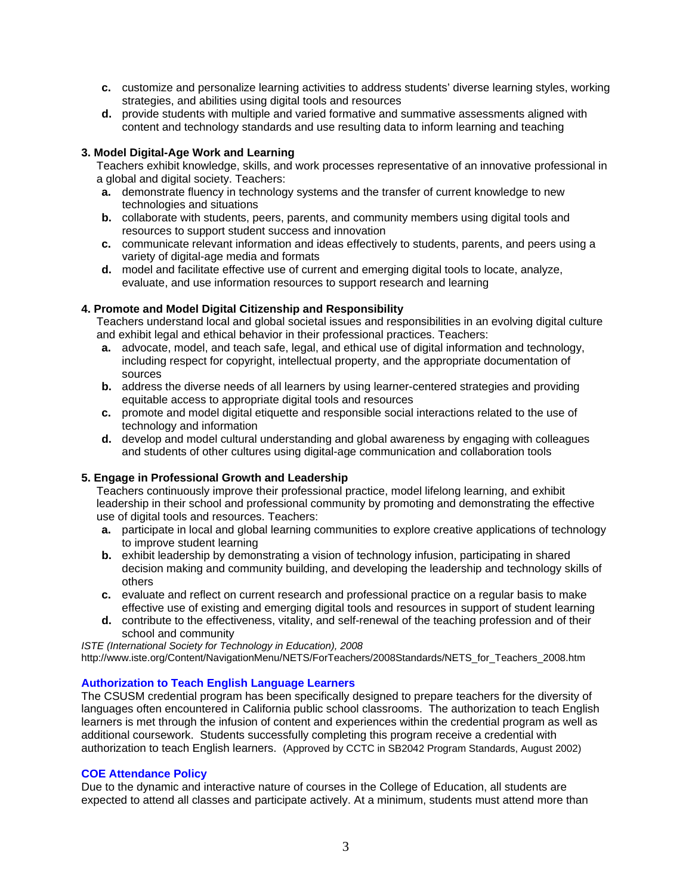- **c.** customize and personalize learning activities to address students' diverse learning styles, working strategies, and abilities using digital tools and resources
- **d.** provide students with multiple and varied formative and summative assessments aligned with content and technology standards and use resulting data to inform learning and teaching

**3. Model Digital-Age Work and Learning**

Teachers exhibit knowledge, skills, and work processes representative of an innovative professional in a global and digital society. Teachers:

- **a.** demonstrate fluency in technology systems and the transfer of current knowledge to new technologies and situations
- **b.** collaborate with students, peers, parents, and community members using digital tools and resources to support student success and innovation
- **c.** communicate relevant information and ideas effectively to students, parents, and peers using a variety of digital-age media and formats
- **d.** model and facilitate effective use of current and emerging digital tools to locate, analyze, evaluate, and use information resources to support research and learning

**4. Promote and Model Digital Citizenship and Responsibility**

Teachers understand local and global societal issues and responsibilities in an evolving digital culture and exhibit legal and ethical behavior in their professional practices. Teachers:

- **a.** advocate, model, and teach safe, legal, and ethical use of digital information and technology, including respect for copyright, intellectual property, and the appropriate documentation of sources
- **b.** address the diverse needs of all learners by using learner-centered strategies and providing equitable access to appropriate digital tools and resources
- **c.** promote and model digital etiquette and responsible social interactions related to the use of technology and information
- **d.** develop and model cultural understanding and global awareness by engaging with colleagues and students of other cultures using digital-age communication and collaboration tools

**5. Engage in Professional Growth and Leadership**

Teachers continuously improve their professional practice, model lifelong learning, and exhibit leadership in their school and professional community by promoting and demonstrating the effective use of digital tools and resources. Teachers:

- **a.** participate in local and global learning communities to explore creative applications of technology to improve student learning
- **b.** exhibit leadership by demonstrating a vision of technology infusion, participating in shared decision making and community building, and developing the leadership and technology skills of others
- **c.** evaluate and reflect on current research and professional practice on a regular basis to make effective use of existing and emerging digital tools and resources in support of student learning
- **d.** contribute to the effectiveness, vitality, and self-renewal of the teaching profession and of their school and community

*ISTE (International Society for Technology in Education), 2008*
http://www.iste.org/Content/NavigationMenu/NETS/ForTeachers/2008Standards/NETS_for_Teachers_2008.htm

### Authorization to Teach English Language Learners

The CSUSM credential program has been specifically designed to prepare teachers for the diversity of languages often encountered in California public school classrooms. The authorization to teach English learners is met through the infusion of content and experiences within the credential program as well as additional coursework. Students successfully completing this program receive a credential with authorization to teach English learners. (Approved by CCTC in SB2042 Program Standards, August 2002)

### COE Attendance Policy

Due to the dynamic and interactive nature of courses in the College of Education, all students are expected to attend all classes and participate actively. At a minimum, students must attend more than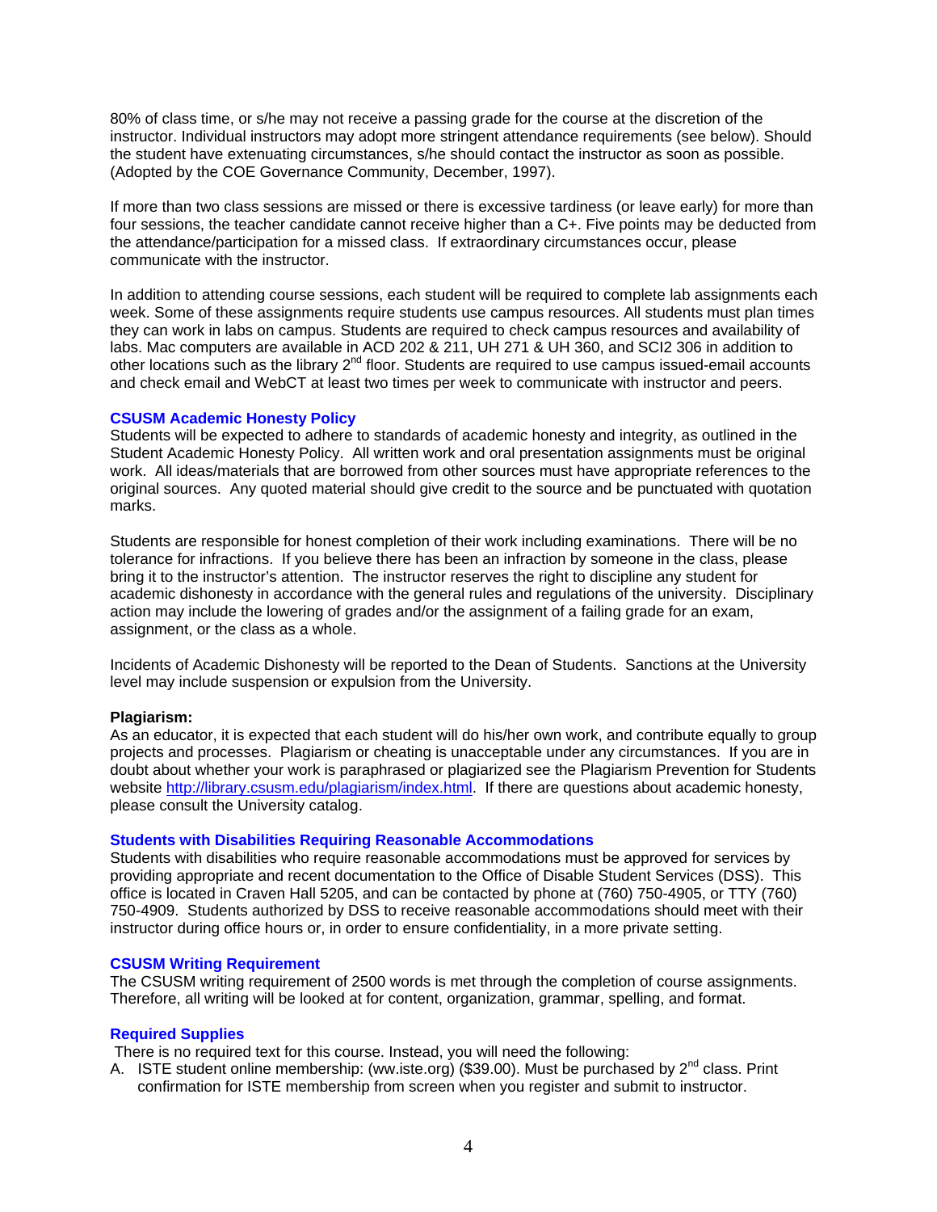80% of class time, or s/he may not receive a passing grade for the course at the discretion of the instructor. Individual instructors may adopt more stringent attendance requirements (see below). Should the student have extenuating circumstances, s/he should contact the instructor as soon as possible. (Adopted by the COE Governance Community, December, 1997).

If more than two class sessions are missed or there is excessive tardiness (or leave early) for more than four sessions, the teacher candidate cannot receive higher than a C+. Five points may be deducted from the attendance/participation for a missed class. If extraordinary circumstances occur, please communicate with the instructor.

In addition to attending course sessions, each student will be required to complete lab assignments each week. Some of these assignments require students use campus resources. All students must plan times they can work in labs on campus. Students are required to check campus resources and availability of labs. Mac computers are available in ACD 202 & 211, UH 271 & UH 360, and SCI2 306 in addition to other locations such as the library 2nd floor. Students are required to use campus issued-email accounts and check email and WebCT at least two times per week to communicate with instructor and peers.

### CSUSM Academic Honesty Policy

Students will be expected to adhere to standards of academic honesty and integrity, as outlined in the Student Academic Honesty Policy. All written work and oral presentation assignments must be original work. All ideas/materials that are borrowed from other sources must have appropriate references to the original sources. Any quoted material should give credit to the source and be punctuated with quotation marks.

Students are responsible for honest completion of their work including examinations. There will be no tolerance for infractions. If you believe there has been an infraction by someone in the class, please bring it to the instructor's attention. The instructor reserves the right to discipline any student for academic dishonesty in accordance with the general rules and regulations of the university. Disciplinary action may include the lowering of grades and/or the assignment of a failing grade for an exam, assignment, or the class as a whole.

Incidents of Academic Dishonesty will be reported to the Dean of Students. Sanctions at the University level may include suspension or expulsion from the University.

**Plagiarism:**

As an educator, it is expected that each student will do his/her own work, and contribute equally to group projects and processes. Plagiarism or cheating is unacceptable under any circumstances. If you are in doubt about whether your work is paraphrased or plagiarized see the Plagiarism Prevention for Students website http://library.csusm.edu/plagiarism/index.html. If there are questions about academic honesty, please consult the University catalog.

### Students with Disabilities Requiring Reasonable Accommodations

Students with disabilities who require reasonable accommodations must be approved for services by providing appropriate and recent documentation to the Office of Disable Student Services (DSS). This office is located in Craven Hall 5205, and can be contacted by phone at (760) 750-4905, or TTY (760) 750-4909. Students authorized by DSS to receive reasonable accommodations should meet with their instructor during office hours or, in order to ensure confidentiality, in a more private setting.

### CSUSM Writing Requirement

The CSUSM writing requirement of 2500 words is met through the completion of course assignments. Therefore, all writing will be looked at for content, organization, grammar, spelling, and format.

### Required Supplies

There is no required text for this course. Instead, you will need the following:

A. ISTE student online membership: (ww.iste.org) ($39.00). Must be purchased by 2nd class. Print confirmation for ISTE membership from screen when you register and submit to instructor.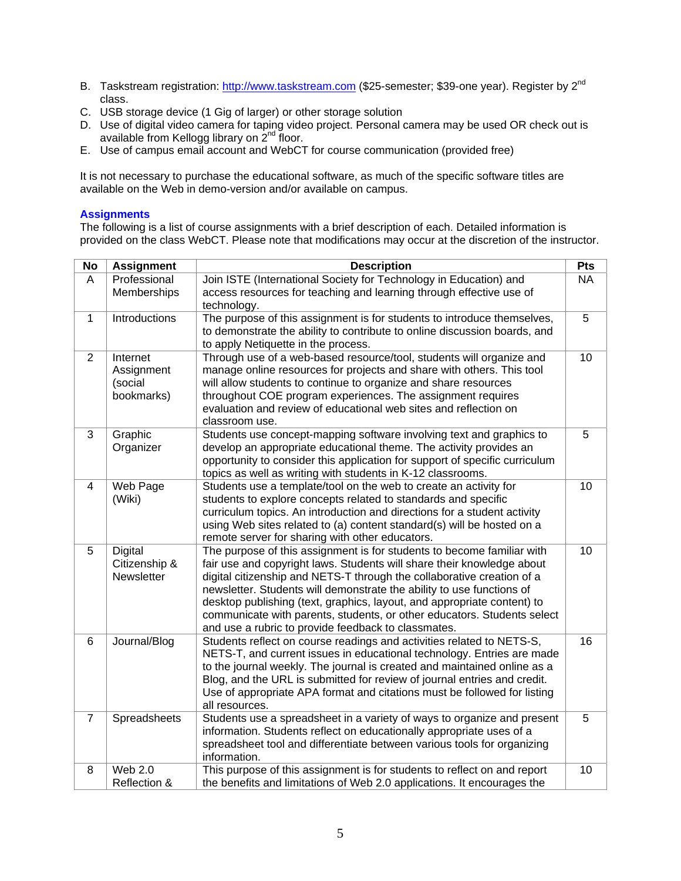B. Taskstream registration: http://www.taskstream.com ($25-semester; $39-one year). Register by 2nd class.
C. USB storage device (1 Gig of larger) or other storage solution
D. Use of digital video camera for taping video project. Personal camera may be used OR check out is available from Kellogg library on 2nd floor.
E. Use of campus email account and WebCT for course communication (provided free)

It is not necessary to purchase the educational software, as much of the specific software titles are available on the Web in demo-version and/or available on campus.

## Assignments

The following is a list of course assignments with a brief description of each. Detailed information is provided on the class WebCT. Please note that modifications may occur at the discretion of the instructor.

| No | Assignment | Description | Pts |
|---|---|---|---|
| A | Professional Memberships | Join ISTE (International Society for Technology in Education) and access resources for teaching and learning through effective use of technology. | NA |
| 1 | Introductions | The purpose of this assignment is for students to introduce themselves, to demonstrate the ability to contribute to online discussion boards, and to apply Netiquette in the process. | 5 |
| 2 | Internet Assignment (social bookmarks) | Through use of a web-based resource/tool, students will organize and manage online resources for projects and share with others. This tool will allow students to continue to organize and share resources throughout COE program experiences. The assignment requires evaluation and review of educational web sites and reflection on classroom use. | 10 |
| 3 | Graphic Organizer | Students use concept-mapping software involving text and graphics to develop an appropriate educational theme. The activity provides an opportunity to consider this application for support of specific curriculum topics as well as writing with students in K-12 classrooms. | 5 |
| 4 | Web Page (Wiki) | Students use a template/tool on the web to create an activity for students to explore concepts related to standards and specific curriculum topics. An introduction and directions for a student activity using Web sites related to (a) content standard(s) will be hosted on a remote server for sharing with other educators. | 10 |
| 5 | Digital Citizenship & Newsletter | The purpose of this assignment is for students to become familiar with fair use and copyright laws. Students will share their knowledge about digital citizenship and NETS-T through the collaborative creation of a newsletter. Students will demonstrate the ability to use functions of desktop publishing (text, graphics, layout, and appropriate content) to communicate with parents, students, or other educators. Students select and use a rubric to provide feedback to classmates. | 10 |
| 6 | Journal/Blog | Students reflect on course readings and activities related to NETS-S, NETS-T, and current issues in educational technology. Entries are made to the journal weekly. The journal is created and maintained online as a Blog, and the URL is submitted for review of journal entries and credit. Use of appropriate APA format and citations must be followed for listing all resources. | 16 |
| 7 | Spreadsheets | Students use a spreadsheet in a variety of ways to organize and present information. Students reflect on educationally appropriate uses of a spreadsheet tool and differentiate between various tools for organizing information. | 5 |
| 8 | Web 2.0 Reflection & | This purpose of this assignment is for students to reflect on and report the benefits and limitations of Web 2.0 applications. It encourages the | 10 |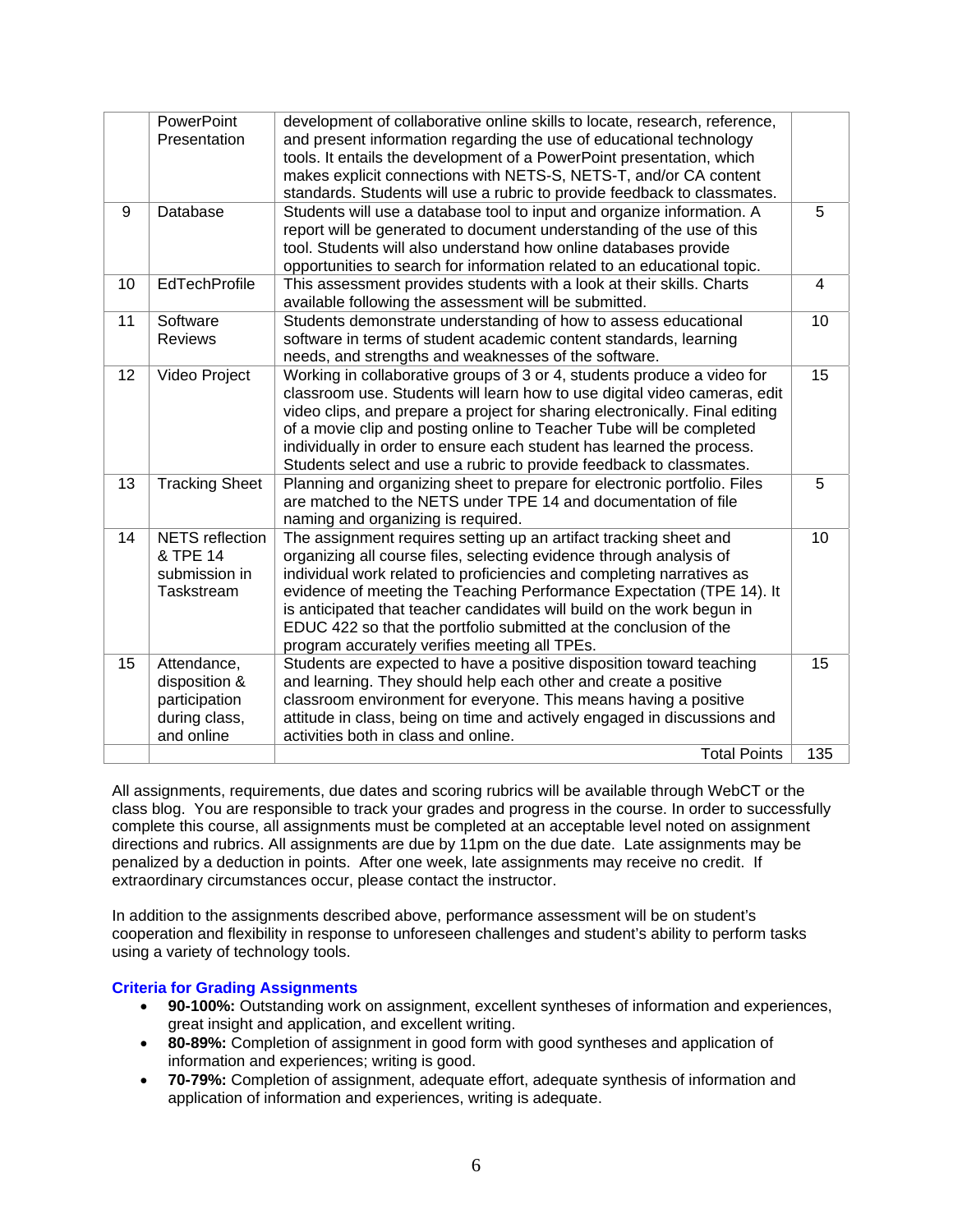| | | | |
|---|---|---|---|
| | PowerPoint Presentation | development of collaborative online skills to locate, research, reference, and present information regarding the use of educational technology tools. It entails the development of a PowerPoint presentation, which makes explicit connections with NETS-S, NETS-T, and/or CA content standards. Students will use a rubric to provide feedback to classmates. | |
| 9 | Database | Students will use a database tool to input and organize information. A report will be generated to document understanding of the use of this tool. Students will also understand how online databases provide opportunities to search for information related to an educational topic. | 5 |
| 10 | EdTechProfile | This assessment provides students with a look at their skills. Charts available following the assessment will be submitted. | 4 |
| 11 | Software Reviews | Students demonstrate understanding of how to assess educational software in terms of student academic content standards, learning needs, and strengths and weaknesses of the software. | 10 |
| 12 | Video Project | Working in collaborative groups of 3 or 4, students produce a video for classroom use. Students will learn how to use digital video cameras, edit video clips, and prepare a project for sharing electronically. Final editing of a movie clip and posting online to Teacher Tube will be completed individually in order to ensure each student has learned the process. Students select and use a rubric to provide feedback to classmates. | 15 |
| 13 | Tracking Sheet | Planning and organizing sheet to prepare for electronic portfolio. Files are matched to the NETS under TPE 14 and documentation of file naming and organizing is required. | 5 |
| 14 | NETS reflection & TPE 14 submission in Taskstream | The assignment requires setting up an artifact tracking sheet and organizing all course files, selecting evidence through analysis of individual work related to proficiencies and completing narratives as evidence of meeting the Teaching Performance Expectation (TPE 14). It is anticipated that teacher candidates will build on the work begun in EDUC 422 so that the portfolio submitted at the conclusion of the program accurately verifies meeting all TPEs. | 10 |
| 15 | Attendance, disposition & participation during class, and online | Students are expected to have a positive disposition toward teaching and learning. They should help each other and create a positive classroom environment for everyone. This means having a positive attitude in class, being on time and actively engaged in discussions and activities both in class and online. | 15 |
| | | Total Points | 135 |

All assignments, requirements, due dates and scoring rubrics will be available through WebCT or the class blog. You are responsible to track your grades and progress in the course. In order to successfully complete this course, all assignments must be completed at an acceptable level noted on assignment directions and rubrics. All assignments are due by 11pm on the due date. Late assignments may be penalized by a deduction in points. After one week, late assignments may receive no credit. If extraordinary circumstances occur, please contact the instructor.

In addition to the assignments described above, performance assessment will be on student's cooperation and flexibility in response to unforeseen challenges and student's ability to perform tasks using a variety of technology tools.

### Criteria for Grading Assignments

- **90-100%:** Outstanding work on assignment, excellent syntheses of information and experiences, great insight and application, and excellent writing.
- **80-89%:** Completion of assignment in good form with good syntheses and application of information and experiences; writing is good.
- **70-79%:** Completion of assignment, adequate effort, adequate synthesis of information and application of information and experiences, writing is adequate.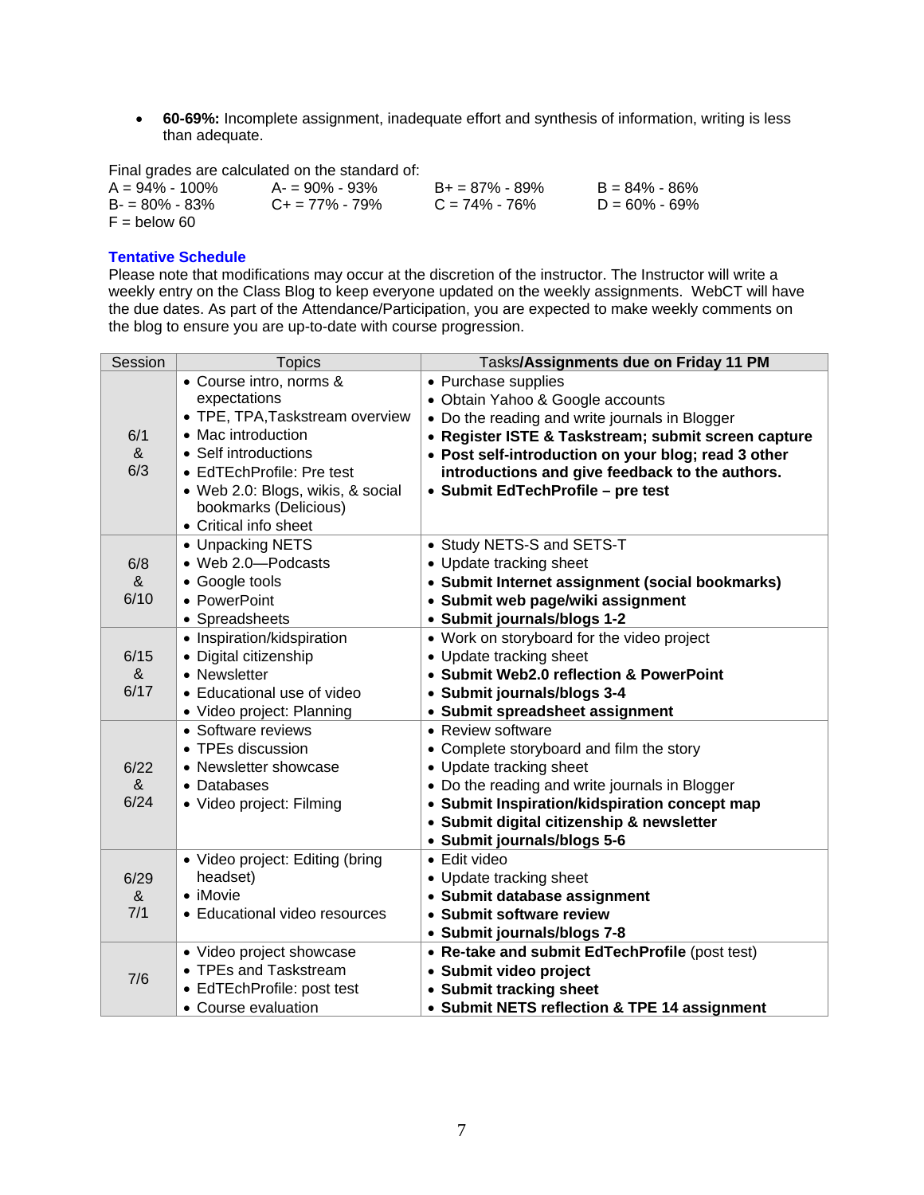- **60-69%:** Incomplete assignment, inadequate effort and synthesis of information, writing is less than adequate.

Final grades are calculated on the standard of:

| | | | |
|---|---|---|---|
| A = 94% - 100% | A- = 90% - 93% | B+ = 87% - 89% | B = 84% - 86% |
| B- = 80% - 83% | C+ = 77% - 79% | C = 74% - 76% | D = 60% - 69% |
| F = below 60 | | | |

### Tentative Schedule

Please note that modifications may occur at the discretion of the instructor. The Instructor will write a weekly entry on the Class Blog to keep everyone updated on the weekly assignments. WebCT will have the due dates. As part of the Attendance/Participation, you are expected to make weekly comments on the blog to ensure you are up-to-date with course progression.

| Session | Topics | Tasks**/Assignments due on Friday 11 PM** |
|---|---|---|
| 6/1 & 6/3 | • Course intro, norms & expectations<br>• TPE, TPA,Taskstream overview<br>• Mac introduction<br>• Self introductions<br>• EdTEchProfile: Pre test<br>• Web 2.0: Blogs, wikis, & social bookmarks (Delicious)<br>• Critical info sheet | • Purchase supplies<br>• Obtain Yahoo & Google accounts<br>• Do the reading and write journals in Blogger<br>• **Register ISTE & Taskstream; submit screen capture**<br>• **Post self-introduction on your blog; read 3 other introductions and give feedback to the authors.**<br>• **Submit EdTechProfile – pre test** |
| 6/8 & 6/10 | • Unpacking NETS<br>• Web 2.0—Podcasts<br>• Google tools<br>• PowerPoint<br>• Spreadsheets | • Study NETS-S and SETS-T<br>• Update tracking sheet<br>• **Submit Internet assignment (social bookmarks)**<br>• **Submit web page/wiki assignment**<br>• **Submit journals/blogs 1-2** |
| 6/15 & 6/17 | • Inspiration/kidspiration<br>• Digital citizenship<br>• Newsletter<br>• Educational use of video<br>• Video project: Planning | • Work on storyboard for the video project<br>• Update tracking sheet<br>• **Submit Web2.0 reflection & PowerPoint**<br>• **Submit journals/blogs 3-4**<br>• **Submit spreadsheet assignment** |
| 6/22 & 6/24 | • Software reviews<br>• TPEs discussion<br>• Newsletter showcase<br>• Databases<br>• Video project: Filming | • Review software<br>• Complete storyboard and film the story<br>• Update tracking sheet<br>• Do the reading and write journals in Blogger<br>• **Submit Inspiration/kidspiration concept map**<br>• **Submit digital citizenship & newsletter**<br>• **Submit journals/blogs 5-6** |
| 6/29 & 7/1 | • Video project: Editing (bring headset)<br>• iMovie<br>• Educational video resources | • Edit video<br>• Update tracking sheet<br>• **Submit database assignment**<br>• **Submit software review**<br>• **Submit journals/blogs 7-8** |
| 7/6 | • Video project showcase<br>• TPEs and Taskstream<br>• EdTEchProfile: post test<br>• Course evaluation | • **Re-take and submit EdTechProfile** (post test)<br>• **Submit video project**<br>• **Submit tracking sheet**<br>• **Submit NETS reflection & TPE 14 assignment** |